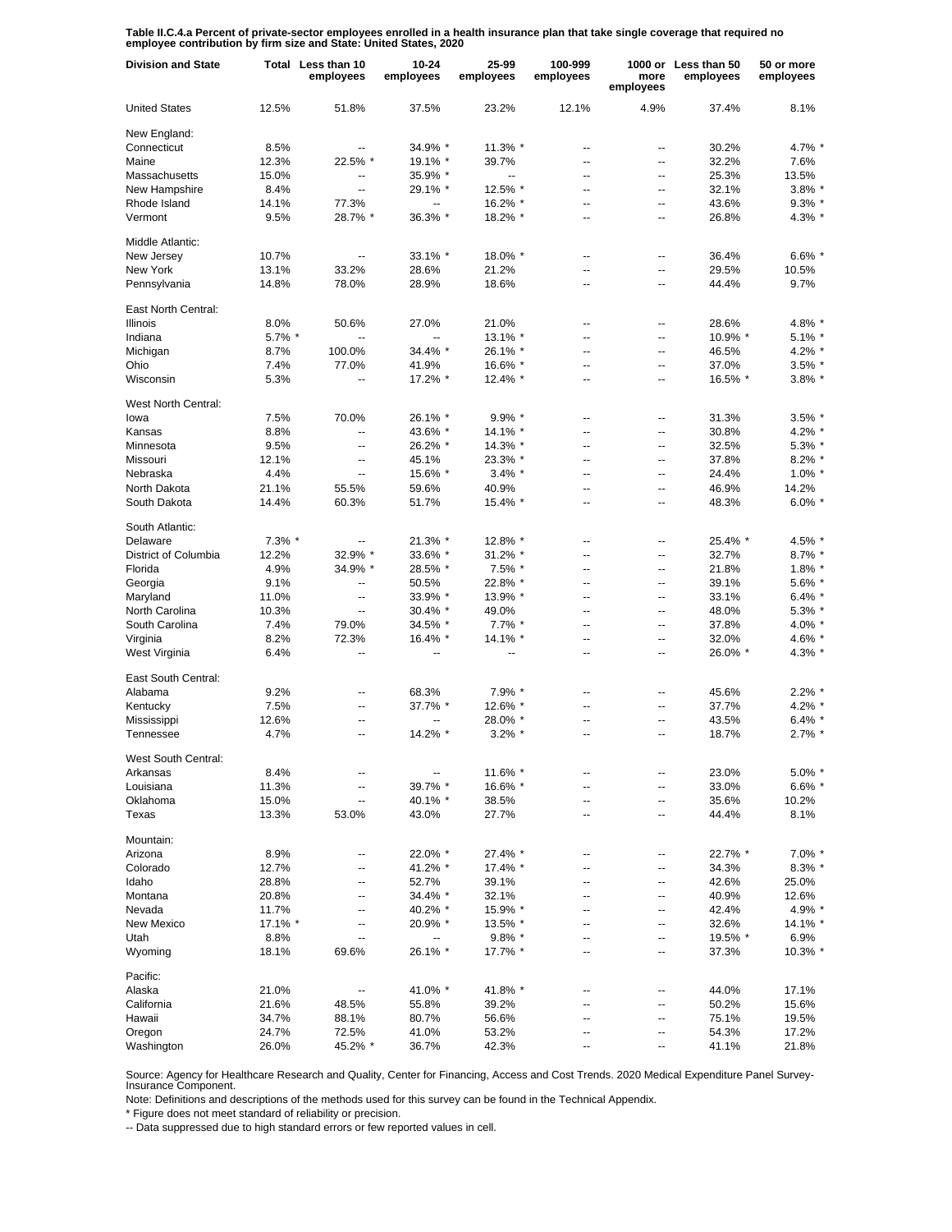**Table II.C.4.a Percent of private-sector employees enrolled in a health insurance plan that take single coverage that required no employee contribution by firm size and State: United States, 2020**

| Division and State | Total | Less than 10 employees | 10-24 employees | 25-99 employees | 100-999 employees | 1000 or more employees | Less than 50 employees | 50 or more employees |
|---|---|---|---|---|---|---|---|---|
| United States | 12.5% | 51.8% | 37.5% | 23.2% | 12.1% | 4.9% | 37.4% | 8.1% |
| New England: | | | | | | | | |
| Connecticut | 8.5% | -- | 34.9% * | 11.3% * | -- | -- | 30.2% | 4.7% * |
| Maine | 12.3% | 22.5% * | 19.1% * | 39.7% | -- | -- | 32.2% | 7.6% |
| Massachusetts | 15.0% | -- | 35.9% * | -- | -- | -- | 25.3% | 13.5% |
| New Hampshire | 8.4% | -- | 29.1% * | 12.5% * | -- | -- | 32.1% | 3.8% * |
| Rhode Island | 14.1% | 77.3% | -- | 16.2% * | -- | -- | 43.6% | 9.3% * |
| Vermont | 9.5% | 28.7% * | 36.3% * | 18.2% * | -- | -- | 26.8% | 4.3% * |
| Middle Atlantic: | | | | | | | | |
| New Jersey | 10.7% | -- | 33.1% * | 18.0% * | -- | -- | 36.4% | 6.6% * |
| New York | 13.1% | 33.2% | 28.6% | 21.2% | -- | -- | 29.5% | 10.5% |
| Pennsylvania | 14.8% | 78.0% | 28.9% | 18.6% | -- | -- | 44.4% | 9.7% |
| East North Central: | | | | | | | | |
| Illinois | 8.0% | 50.6% | 27.0% | 21.0% | -- | -- | 28.6% | 4.8% * |
| Indiana | 5.7% * | -- | -- | 13.1% * | -- | -- | 10.9% * | 5.1% * |
| Michigan | 8.7% | 100.0% | 34.4% * | 26.1% * | -- | -- | 46.5% | 4.2% * |
| Ohio | 7.4% | 77.0% | 41.9% | 16.6% * | -- | -- | 37.0% | 3.5% * |
| Wisconsin | 5.3% | -- | 17.2% * | 12.4% * | -- | -- | 16.5% * | 3.8% * |
| West North Central: | | | | | | | | |
| Iowa | 7.5% | 70.0% | 26.1% * | 9.9% * | -- | -- | 31.3% | 3.5% * |
| Kansas | 8.8% | -- | 43.6% * | 14.1% * | -- | -- | 30.8% | 4.2% * |
| Minnesota | 9.5% | -- | 26.2% * | 14.3% * | -- | -- | 32.5% | 5.3% * |
| Missouri | 12.1% | -- | 45.1% | 23.3% * | -- | -- | 37.8% | 8.2% * |
| Nebraska | 4.4% | -- | 15.6% * | 3.4% * | -- | -- | 24.4% | 1.0% * |
| North Dakota | 21.1% | 55.5% | 59.6% | 40.9% | -- | -- | 46.9% | 14.2% |
| South Dakota | 14.4% | 60.3% | 51.7% | 15.4% * | -- | -- | 48.3% | 6.0% * |
| South Atlantic: | | | | | | | | |
| Delaware | 7.3% * | -- | 21.3% * | 12.8% * | -- | -- | 25.4% * | 4.5% * |
| District of Columbia | 12.2% | 32.9% * | 33.6% * | 31.2% * | -- | -- | 32.7% | 8.7% * |
| Florida | 4.9% | 34.9% * | 28.5% * | 7.5% * | -- | -- | 21.8% | 1.8% * |
| Georgia | 9.1% | -- | 50.5% | 22.8% * | -- | -- | 39.1% | 5.6% * |
| Maryland | 11.0% | -- | 33.9% * | 13.9% * | -- | -- | 33.1% | 6.4% * |
| North Carolina | 10.3% | -- | 30.4% * | 49.0% | -- | -- | 48.0% | 5.3% * |
| South Carolina | 7.4% | 79.0% | 34.5% * | 7.7% * | -- | -- | 37.8% | 4.0% * |
| Virginia | 8.2% | 72.3% | 16.4% * | 14.1% * | -- | -- | 32.0% | 4.6% * |
| West Virginia | 6.4% | -- | -- | -- | -- | -- | 26.0% * | 4.3% * |
| East South Central: | | | | | | | | |
| Alabama | 9.2% | -- | 68.3% | 7.9% * | -- | -- | 45.6% | 2.2% * |
| Kentucky | 7.5% | -- | 37.7% * | 12.6% * | -- | -- | 37.7% | 4.2% * |
| Mississippi | 12.6% | -- | -- | 28.0% * | -- | -- | 43.5% | 6.4% * |
| Tennessee | 4.7% | -- | 14.2% * | 3.2% * | -- | -- | 18.7% | 2.7% * |
| West South Central: | | | | | | | | |
| Arkansas | 8.4% | -- | -- | 11.6% * | -- | -- | 23.0% | 5.0% * |
| Louisiana | 11.3% | -- | 39.7% * | 16.6% * | -- | -- | 33.0% | 6.6% * |
| Oklahoma | 15.0% | -- | 40.1% * | 38.5% | -- | -- | 35.6% | 10.2% |
| Texas | 13.3% | 53.0% | 43.0% | 27.7% | -- | -- | 44.4% | 8.1% |
| Mountain: | | | | | | | | |
| Arizona | 8.9% | -- | 22.0% * | 27.4% * | -- | -- | 22.7% * | 7.0% * |
| Colorado | 12.7% | -- | 41.2% * | 17.4% * | -- | -- | 34.3% | 8.3% * |
| Idaho | 28.8% | -- | 52.7% | 39.1% | -- | -- | 42.6% | 25.0% |
| Montana | 20.8% | -- | 34.4% * | 32.1% | -- | -- | 40.9% | 12.6% |
| Nevada | 11.7% | -- | 40.2% * | 15.9% * | -- | -- | 42.4% | 4.9% * |
| New Mexico | 17.1% * | -- | 20.9% * | 13.5% * | -- | -- | 32.6% | 14.1% * |
| Utah | 8.8% | -- | -- | 9.8% * | -- | -- | 19.5% * | 6.9% |
| Wyoming | 18.1% | 69.6% | 26.1% * | 17.7% * | -- | -- | 37.3% | 10.3% * |
| Pacific: | | | | | | | | |
| Alaska | 21.0% | -- | 41.0% * | 41.8% * | -- | -- | 44.0% | 17.1% |
| California | 21.6% | 48.5% | 55.8% | 39.2% | -- | -- | 50.2% | 15.6% |
| Hawaii | 34.7% | 88.1% | 80.7% | 56.6% | -- | -- | 75.1% | 19.5% |
| Oregon | 24.7% | 72.5% | 41.0% | 53.2% | -- | -- | 54.3% | 17.2% |
| Washington | 26.0% | 45.2% * | 36.7% | 42.3% | -- | -- | 41.1% | 21.8% |

Source: Agency for Healthcare Research and Quality, Center for Financing, Access and Cost Trends. 2020 Medical Expenditure Panel Survey-Insurance Component.

Note: Definitions and descriptions of the methods used for this survey can be found in the Technical Appendix.

* Figure does not meet standard of reliability or precision.

-- Data suppressed due to high standard errors or few reported values in cell.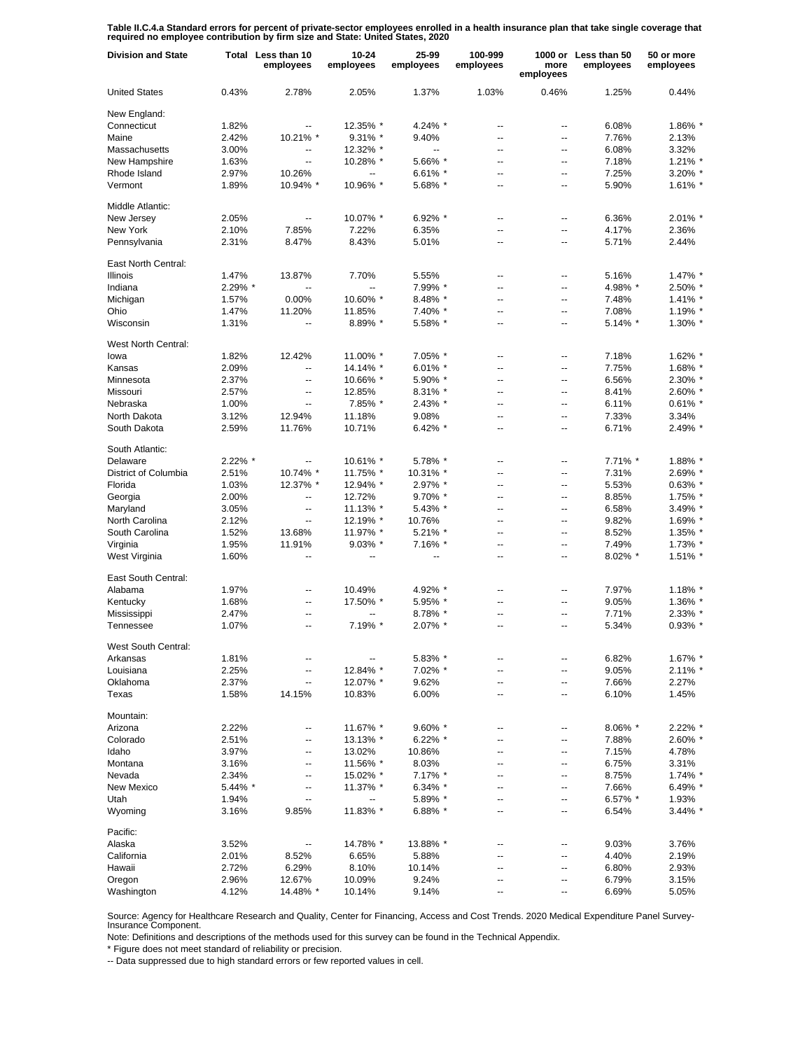**Table II.C.4.a Standard errors for percent of private-sector employees enrolled in a health insurance plan that take single coverage that required no employee contribution by firm size and State: United States, 2020**

| Division and State | Total | Less than 10 employees | 10-24 employees | 25-99 employees | 100-999 employees | 1000 or more employees | Less than 50 employees | 50 or more employees |
|---|---|---|---|---|---|---|---|---|
| United States | 0.43% | 2.78% | 2.05% | 1.37% | 1.03% | 0.46% | 1.25% | 0.44% |
| New England: | | | | | | | | |
| Connecticut | 1.82% | -- | 12.35% * | 4.24% * | -- | -- | 6.08% | 1.86% * |
| Maine | 2.42% | 10.21% * | 9.31% * | 9.40% | -- | -- | 7.76% | 2.13% |
| Massachusetts | 3.00% | -- | 12.32% * | -- | -- | -- | 6.08% | 3.32% |
| New Hampshire | 1.63% | -- | 10.28% * | 5.66% * | -- | -- | 7.18% | 1.21% * |
| Rhode Island | 2.97% | 10.26% | -- | 6.61% * | -- | -- | 7.25% | 3.20% * |
| Vermont | 1.89% | 10.94% * | 10.96% * | 5.68% * | -- | -- | 5.90% | 1.61% * |
| Middle Atlantic: | | | | | | | | |
| New Jersey | 2.05% | -- | 10.07% * | 6.92% * | -- | -- | 6.36% | 2.01% * |
| New York | 2.10% | 7.85% | 7.22% | 6.35% | -- | -- | 4.17% | 2.36% |
| Pennsylvania | 2.31% | 8.47% | 8.43% | 5.01% | -- | -- | 5.71% | 2.44% |
| East North Central: | | | | | | | | |
| Illinois | 1.47% | 13.87% | 7.70% | 5.55% | -- | -- | 5.16% | 1.47% * |
| Indiana | 2.29% * | -- | -- | 7.99% * | -- | -- | 4.98% * | 2.50% * |
| Michigan | 1.57% | 0.00% | 10.60% * | 8.48% * | -- | -- | 7.48% | 1.41% * |
| Ohio | 1.47% | 11.20% | 11.85% | 7.40% * | -- | -- | 7.08% | 1.19% * |
| Wisconsin | 1.31% | -- | 8.89% * | 5.58% * | -- | -- | 5.14% * | 1.30% * |
| West North Central: | | | | | | | | |
| Iowa | 1.82% | 12.42% | 11.00% * | 7.05% * | -- | -- | 7.18% | 1.62% * |
| Kansas | 2.09% | -- | 14.14% * | 6.01% * | -- | -- | 7.75% | 1.68% * |
| Minnesota | 2.37% | -- | 10.66% * | 5.90% * | -- | -- | 6.56% | 2.30% * |
| Missouri | 2.57% | -- | 12.85% | 8.31% * | -- | -- | 8.41% | 2.60% * |
| Nebraska | 1.00% | -- | 7.85% * | 2.43% * | -- | -- | 6.11% | 0.61% * |
| North Dakota | 3.12% | 12.94% | 11.18% | 9.08% | -- | -- | 7.33% | 3.34% |
| South Dakota | 2.59% | 11.76% | 10.71% | 6.42% * | -- | -- | 6.71% | 2.49% * |
| South Atlantic: | | | | | | | | |
| Delaware | 2.22% * | -- | 10.61% * | 5.78% * | -- | -- | 7.71% * | 1.88% * |
| District of Columbia | 2.51% | 10.74% * | 11.75% * | 10.31% * | -- | -- | 7.31% | 2.69% * |
| Florida | 1.03% | 12.37% * | 12.94% * | 2.97% * | -- | -- | 5.53% | 0.63% * |
| Georgia | 2.00% | -- | 12.72% | 9.70% * | -- | -- | 8.85% | 1.75% * |
| Maryland | 3.05% | -- | 11.13% * | 5.43% * | -- | -- | 6.58% | 3.49% * |
| North Carolina | 2.12% | -- | 12.19% * | 10.76% | -- | -- | 9.82% | 1.69% * |
| South Carolina | 1.52% | 13.68% | 11.97% * | 5.21% * | -- | -- | 8.52% | 1.35% * |
| Virginia | 1.95% | 11.91% | 9.03% * | 7.16% * | -- | -- | 7.49% | 1.73% * |
| West Virginia | 1.60% | -- | -- | -- | -- | -- | 8.02% * | 1.51% * |
| East South Central: | | | | | | | | |
| Alabama | 1.97% | -- | 10.49% | 4.92% * | -- | -- | 7.97% | 1.18% * |
| Kentucky | 1.68% | -- | 17.50% * | 5.95% * | -- | -- | 9.05% | 1.36% * |
| Mississippi | 2.47% | -- | -- | 8.78% * | -- | -- | 7.71% | 2.33% * |
| Tennessee | 1.07% | -- | 7.19% * | 2.07% * | -- | -- | 5.34% | 0.93% * |
| West South Central: | | | | | | | | |
| Arkansas | 1.81% | -- | -- | 5.83% * | -- | -- | 6.82% | 1.67% * |
| Louisiana | 2.25% | -- | 12.84% * | 7.02% * | -- | -- | 9.05% | 2.11% * |
| Oklahoma | 2.37% | -- | 12.07% * | 9.62% | -- | -- | 7.66% | 2.27% |
| Texas | 1.58% | 14.15% | 10.83% | 6.00% | -- | -- | 6.10% | 1.45% |
| Mountain: | | | | | | | | |
| Arizona | 2.22% | -- | 11.67% * | 9.60% * | -- | -- | 8.06% * | 2.22% * |
| Colorado | 2.51% | -- | 13.13% * | 6.22% * | -- | -- | 7.88% | 2.60% * |
| Idaho | 3.97% | -- | 13.02% | 10.86% | -- | -- | 7.15% | 4.78% |
| Montana | 3.16% | -- | 11.56% * | 8.03% | -- | -- | 6.75% | 3.31% |
| Nevada | 2.34% | -- | 15.02% * | 7.17% * | -- | -- | 8.75% | 1.74% * |
| New Mexico | 5.44% * | -- | 11.37% * | 6.34% * | -- | -- | 7.66% | 6.49% * |
| Utah | 1.94% | -- | -- | 5.89% * | -- | -- | 6.57% * | 1.93% |
| Wyoming | 3.16% | 9.85% | 11.83% * | 6.88% * | -- | -- | 6.54% | 3.44% * |
| Pacific: | | | | | | | | |
| Alaska | 3.52% | -- | 14.78% * | 13.88% * | -- | -- | 9.03% | 3.76% |
| California | 2.01% | 8.52% | 6.65% | 5.88% | -- | -- | 4.40% | 2.19% |
| Hawaii | 2.72% | 6.29% | 8.10% | 10.14% | -- | -- | 6.80% | 2.93% |
| Oregon | 2.96% | 12.67% | 10.09% | 9.24% | -- | -- | 6.79% | 3.15% |
| Washington | 4.12% | 14.48% * | 10.14% | 9.14% | -- | -- | 6.69% | 5.05% |

Source: Agency for Healthcare Research and Quality, Center for Financing, Access and Cost Trends. 2020 Medical Expenditure Panel Survey-Insurance Component.

Note: Definitions and descriptions of the methods used for this survey can be found in the Technical Appendix.

* Figure does not meet standard of reliability or precision.

-- Data suppressed due to high standard errors or few reported values in cell.